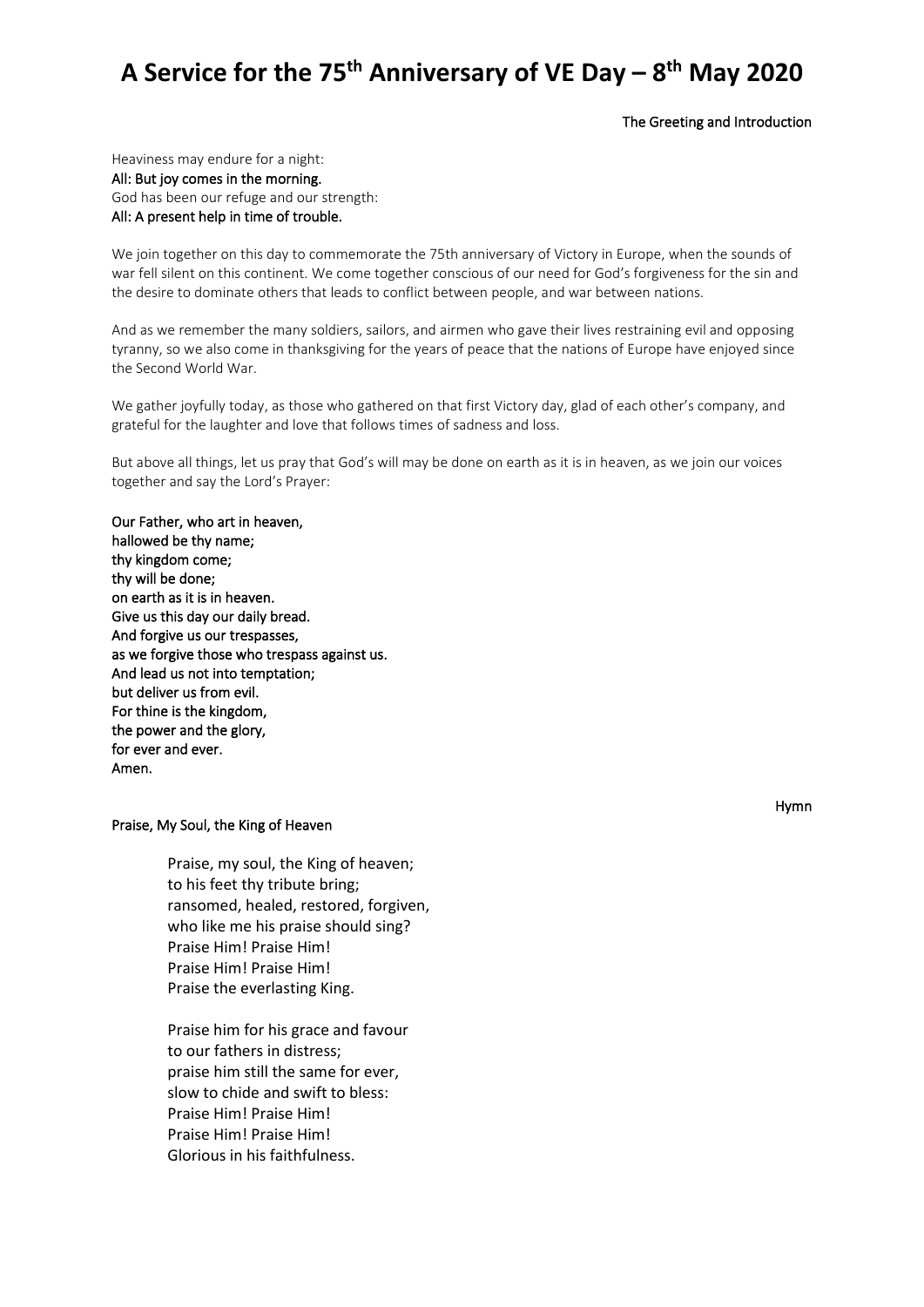# A Service for the 75th Anniversary of VE Day – 8th May 2020

**The Greeting and Introduction**

Heaviness may endure for a night:  
**All: But joy comes in the morning.**  
God has been our refuge and our strength:  
**All: A present help in time of trouble.**

We join together on this day to commemorate the 75th anniversary of Victory in Europe, when the sounds of war fell silent on this continent. We come together conscious of our need for God's forgiveness for the sin and the desire to dominate others that leads to conflict between people, and war between nations.

And as we remember the many soldiers, sailors, and airmen who gave their lives restraining evil and opposing tyranny, so we also come in thanksgiving for the years of peace that the nations of Europe have enjoyed since the Second World War.

We gather joyfully today, as those who gathered on that first Victory day, glad of each other's company, and grateful for the laughter and love that follows times of sadness and loss.

But above all things, let us pray that God's will may be done on earth as it is in heaven, as we join our voices together and say the Lord's Prayer:

**Our Father, who art in heaven,**  
**hallowed be thy name;**  
**thy kingdom come;**  
**thy will be done;**  
**on earth as it is in heaven.**  
**Give us this day our daily bread.**  
**And forgive us our trespasses,**  
**as we forgive those who trespass against us.**  
**And lead us not into temptation;**  
**but deliver us from evil.**  
**For thine is the kingdom,**  
**the power and the glory,**  
**for ever and ever.**  
**Amen.**

**Hymn**

**Praise, My Soul, the King of Heaven**

Praise, my soul, the King of heaven;  
to his feet thy tribute bring;  
ransomed, healed, restored, forgiven,  
who like me his praise should sing?  
Praise Him! Praise Him!  
Praise Him! Praise Him!  
Praise the everlasting King.

Praise him for his grace and favour  
to our fathers in distress;  
praise him still the same for ever,  
slow to chide and swift to bless:  
Praise Him! Praise Him!  
Praise Him! Praise Him!  
Glorious in his faithfulness.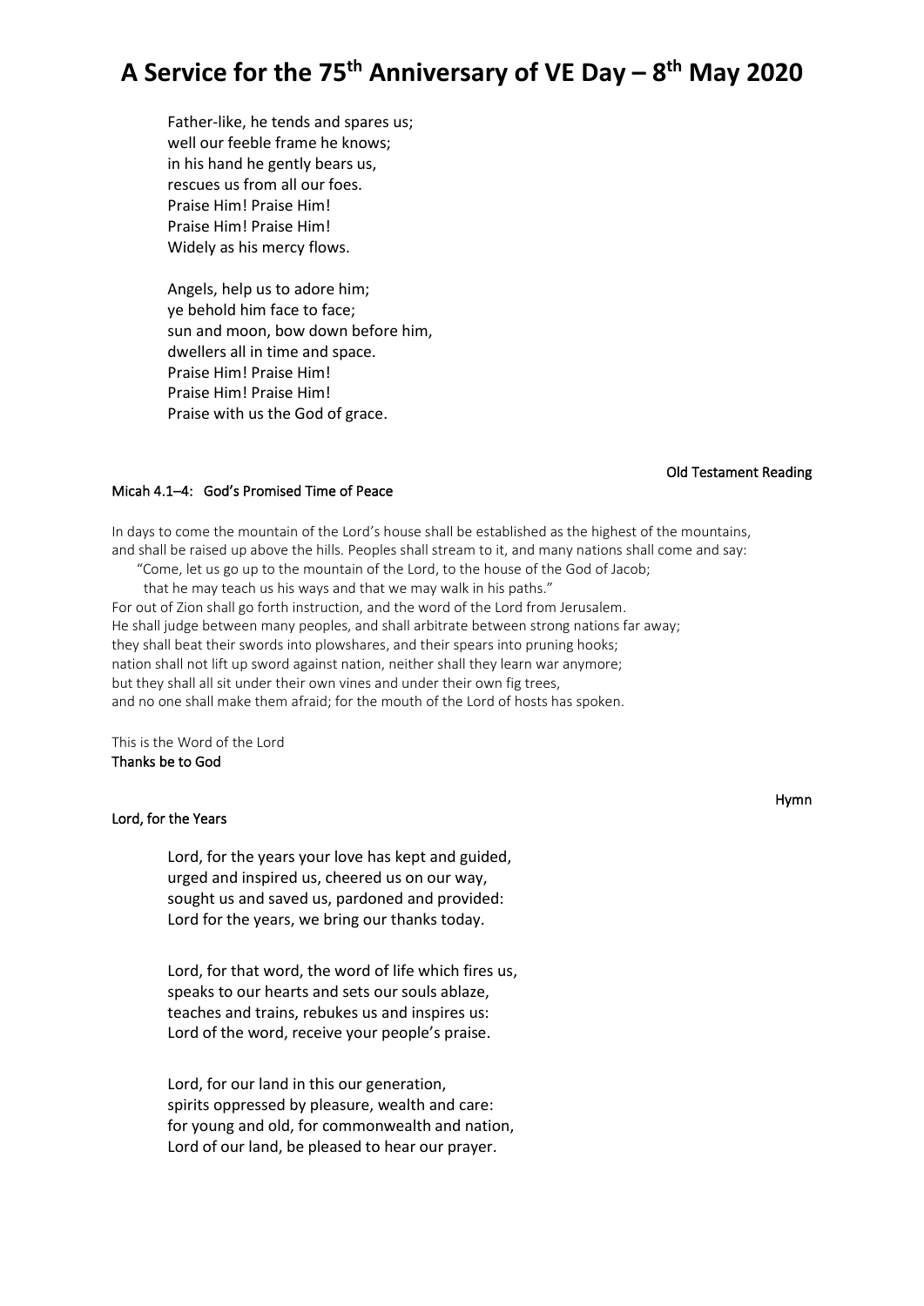Father-like, he tends and spares us;
well our feeble frame he knows;
in his hand he gently bears us,
rescues us from all our foes.
Praise Him! Praise Him!
Praise Him! Praise Him!
Widely as his mercy flows.

Angels, help us to adore him;
ye behold him face to face;
sun and moon, bow down before him,
dwellers all in time and space.
Praise Him! Praise Him!
Praise Him! Praise Him!
Praise with us the God of grace.

**Old Testament Reading**

**Micah 4.1–4: God's Promised Time of Peace**

In days to come the mountain of the Lord's house shall be established as the highest of the mountains, and shall be raised up above the hills. Peoples shall stream to it, and many nations shall come and say:
"Come, let us go up to the mountain of the Lord, to the house of the God of Jacob;
that he may teach us his ways and that we may walk in his paths."
For out of Zion shall go forth instruction, and the word of the Lord from Jerusalem.
He shall judge between many peoples, and shall arbitrate between strong nations far away;
they shall beat their swords into plowshares, and their spears into pruning hooks;
nation shall not lift up sword against nation, neither shall they learn war anymore;
but they shall all sit under their own vines and under their own fig trees,
and no one shall make them afraid; for the mouth of the Lord of hosts has spoken.

This is the Word of the Lord
**Thanks be to God**

**Hymn**

**Lord, for the Years**

Lord, for the years your love has kept and guided,
urged and inspired us, cheered us on our way,
sought us and saved us, pardoned and provided:
Lord for the years, we bring our thanks today.

Lord, for that word, the word of life which fires us,
speaks to our hearts and sets our souls ablaze,
teaches and trains, rebukes us and inspires us:
Lord of the word, receive your people's praise.

Lord, for our land in this our generation,
spirits oppressed by pleasure, wealth and care:
for young and old, for commonwealth and nation,
Lord of our land, be pleased to hear our prayer.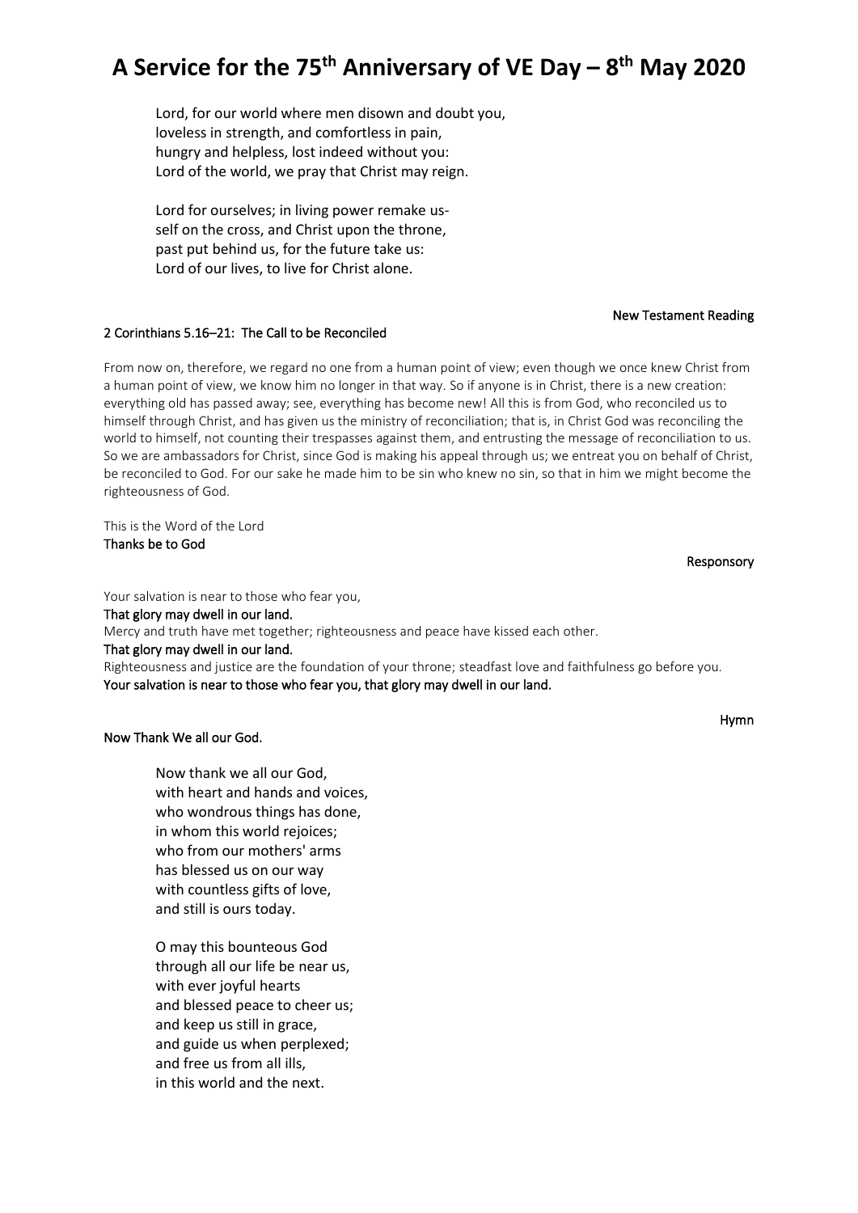Lord, for our world where men disown and doubt you,
loveless in strength, and comfortless in pain,
hungry and helpless, lost indeed without you:
Lord of the world, we pray that Christ may reign.

Lord for ourselves; in living power remake us-
self on the cross, and Christ upon the throne,
past put behind us, for the future take us:
Lord of our lives, to live for Christ alone.

**New Testament Reading**

**2 Corinthians 5.16–21: The Call to be Reconciled**

From now on, therefore, we regard no one from a human point of view; even though we once knew Christ from a human point of view, we know him no longer in that way. So if anyone is in Christ, there is a new creation: everything old has passed away; see, everything has become new! All this is from God, who reconciled us to himself through Christ, and has given us the ministry of reconciliation; that is, in Christ God was reconciling the world to himself, not counting their trespasses against them, and entrusting the message of reconciliation to us. So we are ambassadors for Christ, since God is making his appeal through us; we entreat you on behalf of Christ, be reconciled to God. For our sake he made him to be sin who knew no sin, so that in him we might become the righteousness of God.

This is the Word of the Lord
**Thanks be to God**

**Responsory**

Your salvation is near to those who fear you,
**That glory may dwell in our land.**
Mercy and truth have met together; righteousness and peace have kissed each other.
**That glory may dwell in our land.**
Righteousness and justice are the foundation of your throne; steadfast love and faithfulness go before you.
**Your salvation is near to those who fear you, that glory may dwell in our land.**

**Hymn**

**Now Thank We all our God.**

Now thank we all our God,
with heart and hands and voices,
who wondrous things has done,
in whom this world rejoices;
who from our mothers' arms
has blessed us on our way
with countless gifts of love,
and still is ours today.

O may this bounteous God
through all our life be near us,
with ever joyful hearts
and blessed peace to cheer us;
and keep us still in grace,
and guide us when perplexed;
and free us from all ills,
in this world and the next.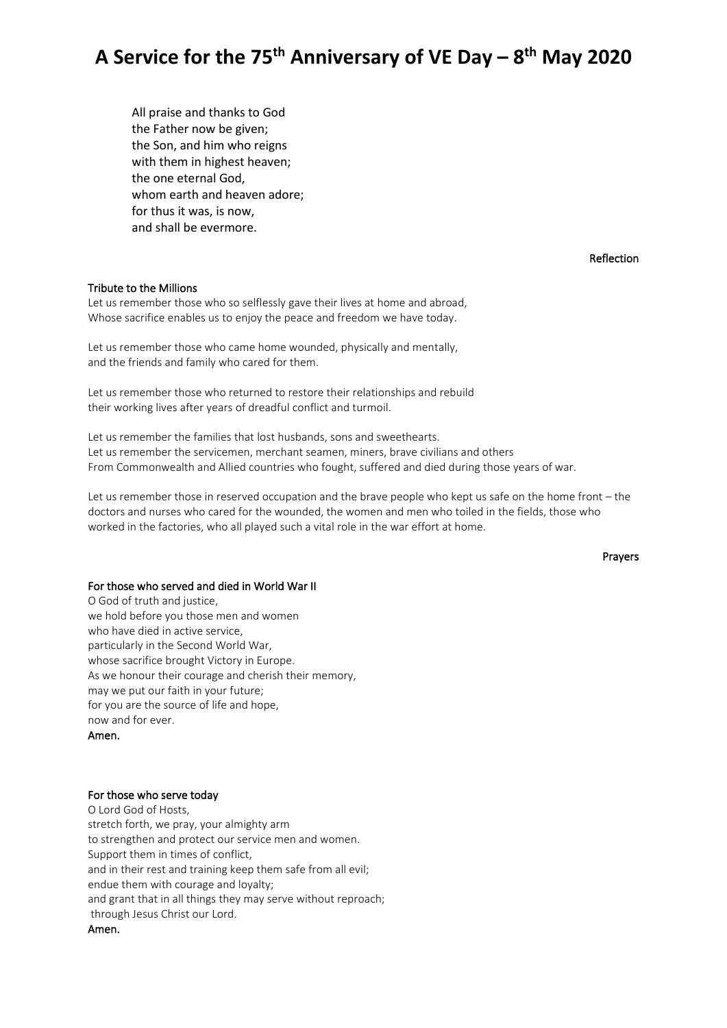# A Service for the 75th Anniversary of VE Day – 8th May 2020

All praise and thanks to God
the Father now be given;
the Son, and him who reigns
with them in highest heaven;
the one eternal God,
whom earth and heaven adore;
for thus it was, is now,
and shall be evermore.

**Reflection**

**Tribute to the Millions**

Let us remember those who so selflessly gave their lives at home and abroad,
Whose sacrifice enables us to enjoy the peace and freedom we have today.

Let us remember those who came home wounded, physically and mentally,
and the friends and family who cared for them.

Let us remember those who returned to restore their relationships and rebuild
their working lives after years of dreadful conflict and turmoil.

Let us remember the families that lost husbands, sons and sweethearts.
Let us remember the servicemen, merchant seamen, miners, brave civilians and others
From Commonwealth and Allied countries who fought, suffered and died during those years of war.

Let us remember those in reserved occupation and the brave people who kept us safe on the home front – the doctors and nurses who cared for the wounded, the women and men who toiled in the fields, those who worked in the factories, who all played such a vital role in the war effort at home.

**Prayers**

**For those who served and died in World War II**

O God of truth and justice,
we hold before you those men and women
who have died in active service,
particularly in the Second World War,
whose sacrifice brought Victory in Europe.
As we honour their courage and cherish their memory,
may we put our faith in your future;
for you are the source of life and hope,
now and for ever.
**Amen.**

**For those who serve today**

O Lord God of Hosts,
stretch forth, we pray, your almighty arm
to strengthen and protect our service men and women.
Support them in times of conflict,
and in their rest and training keep them safe from all evil;
endue them with courage and loyalty;
and grant that in all things they may serve without reproach;
through Jesus Christ our Lord.
**Amen.**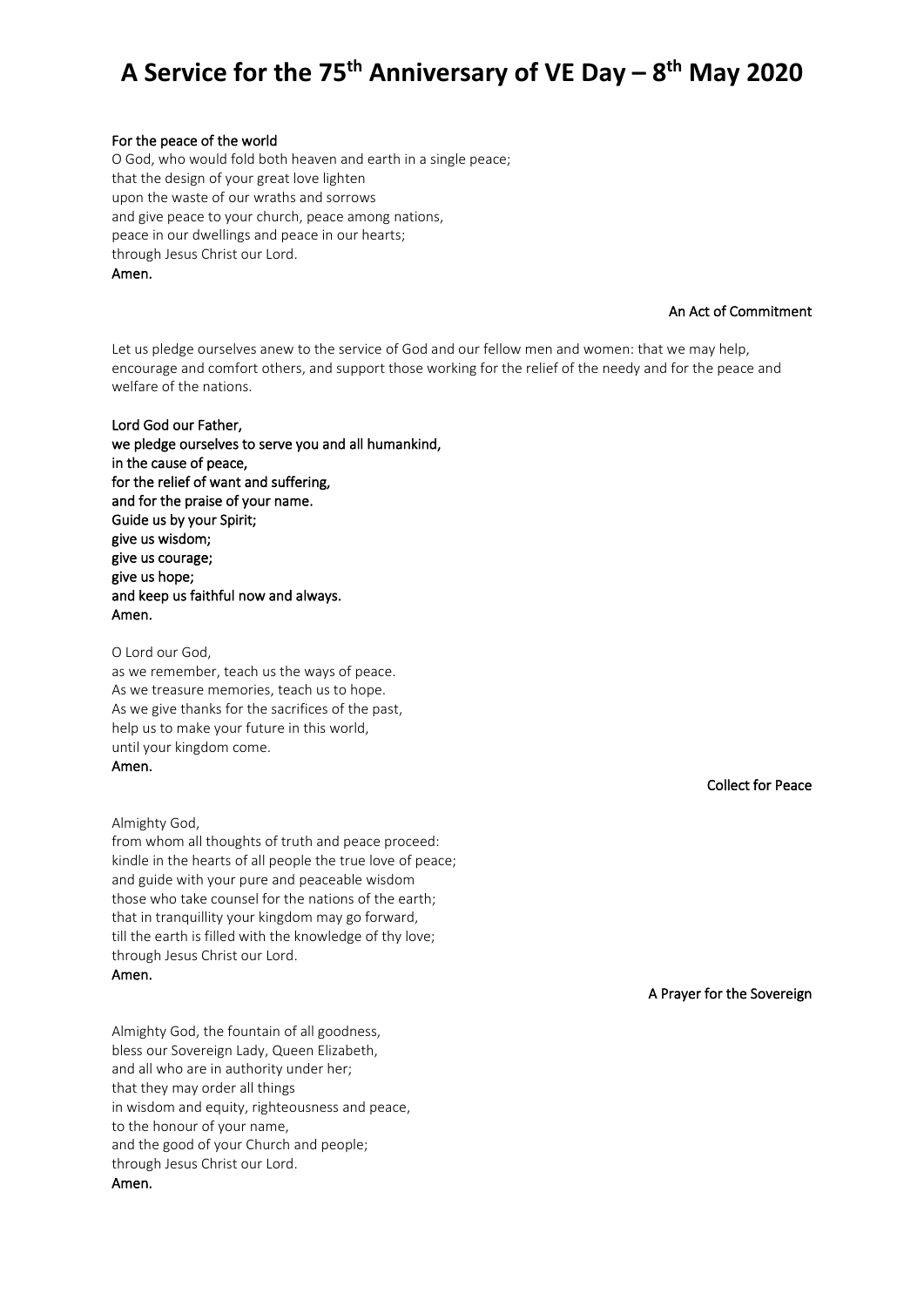# A Service for the 75th Anniversary of VE Day – 8th May 2020

**For the peace of the world**

O God, who would fold both heaven and earth in a single peace;
that the design of your great love lighten
upon the waste of our wraths and sorrows
and give peace to your church, peace among nations,
peace in our dwellings and peace in our hearts;
through Jesus Christ our Lord.
**Amen.**

**An Act of Commitment**

Let us pledge ourselves anew to the service of God and our fellow men and women: that we may help, encourage and comfort others, and support those working for the relief of the needy and for the peace and welfare of the nations.

**Lord God our Father,**
**we pledge ourselves to serve you and all humankind,**
**in the cause of peace,**
**for the relief of want and suffering,**
**and for the praise of your name.**
**Guide us by your Spirit;**
**give us wisdom;**
**give us courage;**
**give us hope;**
**and keep us faithful now and always.**
**Amen.**

O Lord our God,
as we remember, teach us the ways of peace.
As we treasure memories, teach us to hope.
As we give thanks for the sacrifices of the past,
help us to make your future in this world,
until your kingdom come.
**Amen.**

**Collect for Peace**

Almighty God,
from whom all thoughts of truth and peace proceed:
kindle in the hearts of all people the true love of peace;
and guide with your pure and peaceable wisdom
those who take counsel for the nations of the earth;
that in tranquillity your kingdom may go forward,
till the earth is filled with the knowledge of thy love;
through Jesus Christ our Lord.
**Amen.**

**A Prayer for the Sovereign**

Almighty God, the fountain of all goodness,
bless our Sovereign Lady, Queen Elizabeth,
and all who are in authority under her;
that they may order all things
in wisdom and equity, righteousness and peace,
to the honour of your name,
and the good of your Church and people;
through Jesus Christ our Lord.
**Amen.**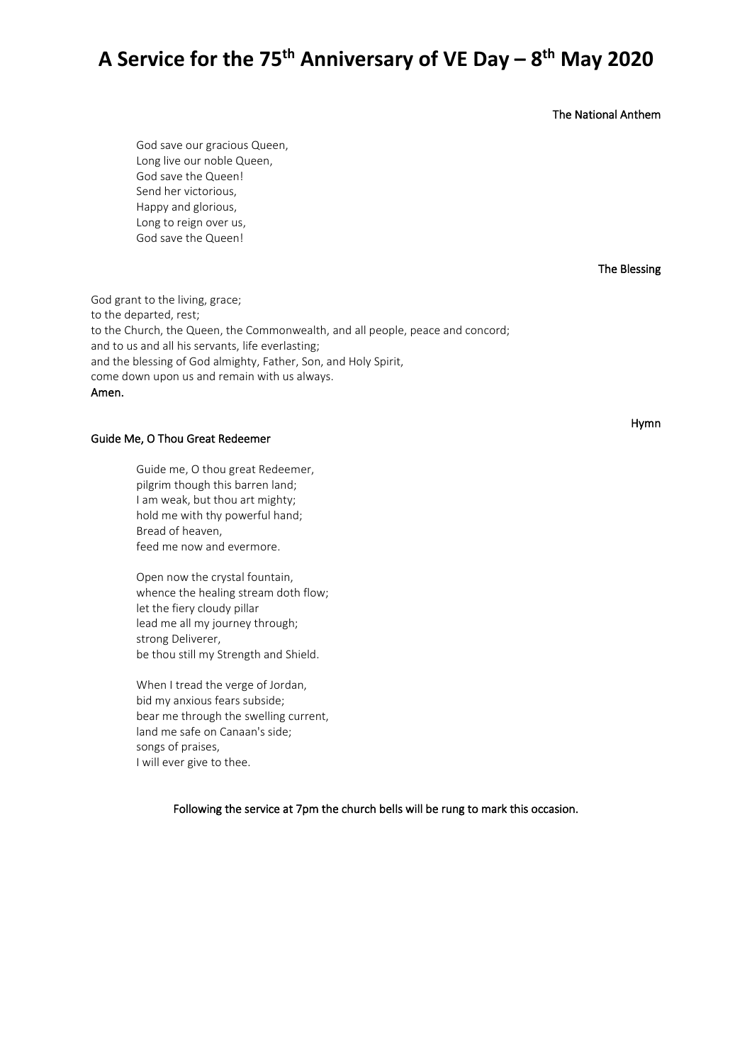# A Service for the 75th Anniversary of VE Day – 8th May 2020

**The National Anthem**

God save our gracious Queen,  
Long live our noble Queen,  
God save the Queen!  
Send her victorious,  
Happy and glorious,  
Long to reign over us,  
God save the Queen!

**The Blessing**

God grant to the living, grace;  
to the departed, rest;  
to the Church, the Queen, the Commonwealth, and all people, peace and concord;  
and to us and all his servants, life everlasting;  
and the blessing of God almighty, Father, Son, and Holy Spirit,  
come down upon us and remain with us always.  
**Amen.**

**Hymn**

**Guide Me, O Thou Great Redeemer**

Guide me, O thou great Redeemer,  
pilgrim though this barren land;  
I am weak, but thou art mighty;  
hold me with thy powerful hand;  
Bread of heaven,  
feed me now and evermore.

Open now the crystal fountain,  
whence the healing stream doth flow;  
let the fiery cloudy pillar  
lead me all my journey through;  
strong Deliverer,  
be thou still my Strength and Shield.

When I tread the verge of Jordan,  
bid my anxious fears subside;  
bear me through the swelling current,  
land me safe on Canaan's side;  
songs of praises,  
I will ever give to thee.

**Following the service at 7pm the church bells will be rung to mark this occasion.**